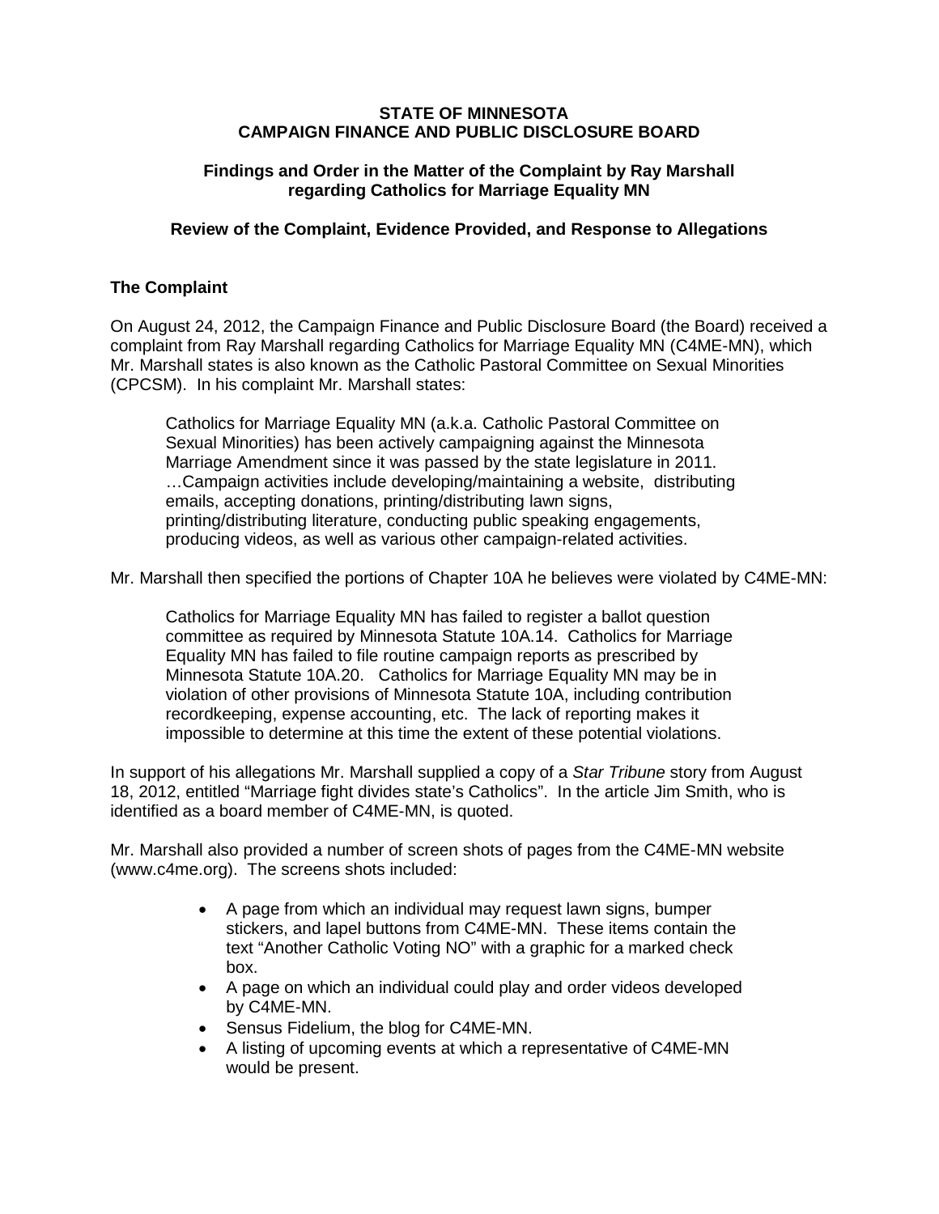**STATE OF MINNESOTA**
**CAMPAIGN FINANCE AND PUBLIC DISCLOSURE BOARD**

**Findings and Order in the Matter of the Complaint by Ray Marshall regarding Catholics for Marriage Equality MN**

**Review of the Complaint, Evidence Provided, and Response to Allegations**

## The Complaint

On August 24, 2012, the Campaign Finance and Public Disclosure Board (the Board) received a complaint from Ray Marshall regarding Catholics for Marriage Equality MN (C4ME-MN), which Mr. Marshall states is also known as the Catholic Pastoral Committee on Sexual Minorities (CPCSM). In his complaint Mr. Marshall states:

> Catholics for Marriage Equality MN (a.k.a. Catholic Pastoral Committee on Sexual Minorities) has been actively campaigning against the Minnesota Marriage Amendment since it was passed by the state legislature in 2011. …Campaign activities include developing/maintaining a website, distributing emails, accepting donations, printing/distributing lawn signs, printing/distributing literature, conducting public speaking engagements, producing videos, as well as various other campaign-related activities.

Mr. Marshall then specified the portions of Chapter 10A he believes were violated by C4ME-MN:

> Catholics for Marriage Equality MN has failed to register a ballot question committee as required by Minnesota Statute 10A.14. Catholics for Marriage Equality MN has failed to file routine campaign reports as prescribed by Minnesota Statute 10A.20. Catholics for Marriage Equality MN may be in violation of other provisions of Minnesota Statute 10A, including contribution recordkeeping, expense accounting, etc. The lack of reporting makes it impossible to determine at this time the extent of these potential violations.

In support of his allegations Mr. Marshall supplied a copy of a *Star Tribune* story from August 18, 2012, entitled "Marriage fight divides state's Catholics". In the article Jim Smith, who is identified as a board member of C4ME-MN, is quoted.

Mr. Marshall also provided a number of screen shots of pages from the C4ME-MN website (www.c4me.org). The screens shots included:

- A page from which an individual may request lawn signs, bumper stickers, and lapel buttons from C4ME-MN. These items contain the text "Another Catholic Voting NO" with a graphic for a marked check box.
- A page on which an individual could play and order videos developed by C4ME-MN.
- Sensus Fidelium, the blog for C4ME-MN.
- A listing of upcoming events at which a representative of C4ME-MN would be present.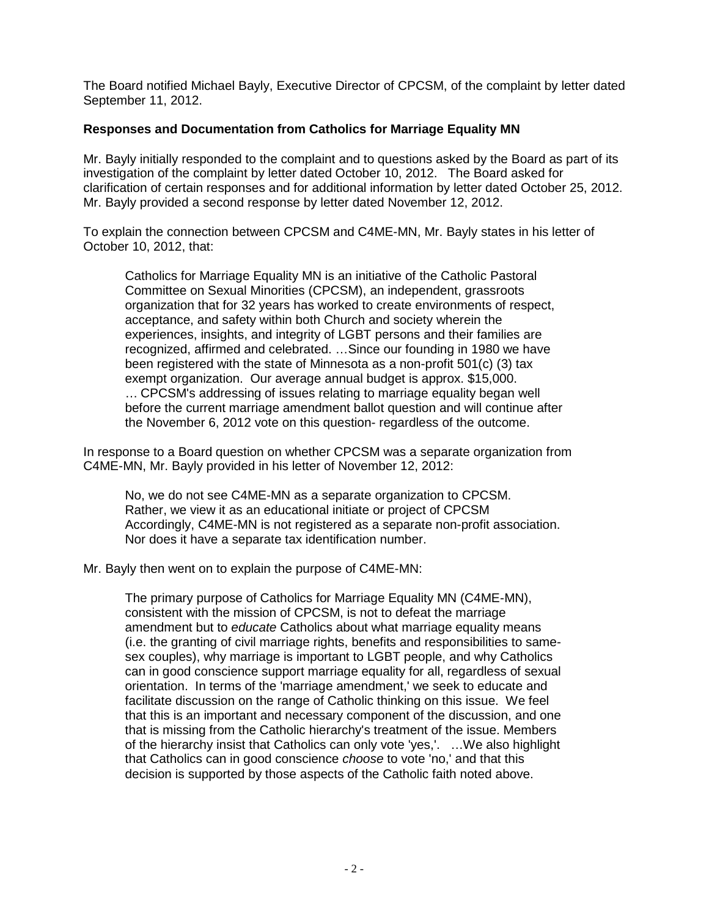The Board notified Michael Bayly, Executive Director of CPCSM, of the complaint by letter dated September 11, 2012.

**Responses and Documentation from Catholics for Marriage Equality MN**

Mr. Bayly initially responded to the complaint and to questions asked by the Board as part of its investigation of the complaint by letter dated October 10, 2012. The Board asked for clarification of certain responses and for additional information by letter dated October 25, 2012. Mr. Bayly provided a second response by letter dated November 12, 2012.

To explain the connection between CPCSM and C4ME-MN, Mr. Bayly states in his letter of October 10, 2012, that:

> Catholics for Marriage Equality MN is an initiative of the Catholic Pastoral Committee on Sexual Minorities (CPCSM), an independent, grassroots organization that for 32 years has worked to create environments of respect, acceptance, and safety within both Church and society wherein the experiences, insights, and integrity of LGBT persons and their families are recognized, affirmed and celebrated. …Since our founding in 1980 we have been registered with the state of Minnesota as a non-profit 501(c) (3) tax exempt organization. Our average annual budget is approx. $15,000. … CPCSM's addressing of issues relating to marriage equality began well before the current marriage amendment ballot question and will continue after the November 6, 2012 vote on this question- regardless of the outcome.

In response to a Board question on whether CPCSM was a separate organization from C4ME-MN, Mr. Bayly provided in his letter of November 12, 2012:

> No, we do not see C4ME-MN as a separate organization to CPCSM. Rather, we view it as an educational initiate or project of CPCSM Accordingly, C4ME-MN is not registered as a separate non-profit association. Nor does it have a separate tax identification number.

Mr. Bayly then went on to explain the purpose of C4ME-MN:

> The primary purpose of Catholics for Marriage Equality MN (C4ME-MN), consistent with the mission of CPCSM, is not to defeat the marriage amendment but to *educate* Catholics about what marriage equality means (i.e. the granting of civil marriage rights, benefits and responsibilities to same-sex couples), why marriage is important to LGBT people, and why Catholics can in good conscience support marriage equality for all, regardless of sexual orientation. In terms of the 'marriage amendment,' we seek to educate and facilitate discussion on the range of Catholic thinking on this issue. We feel that this is an important and necessary component of the discussion, and one that is missing from the Catholic hierarchy's treatment of the issue. Members of the hierarchy insist that Catholics can only vote 'yes,'. …We also highlight that Catholics can in good conscience *choose* to vote 'no,' and that this decision is supported by those aspects of the Catholic faith noted above.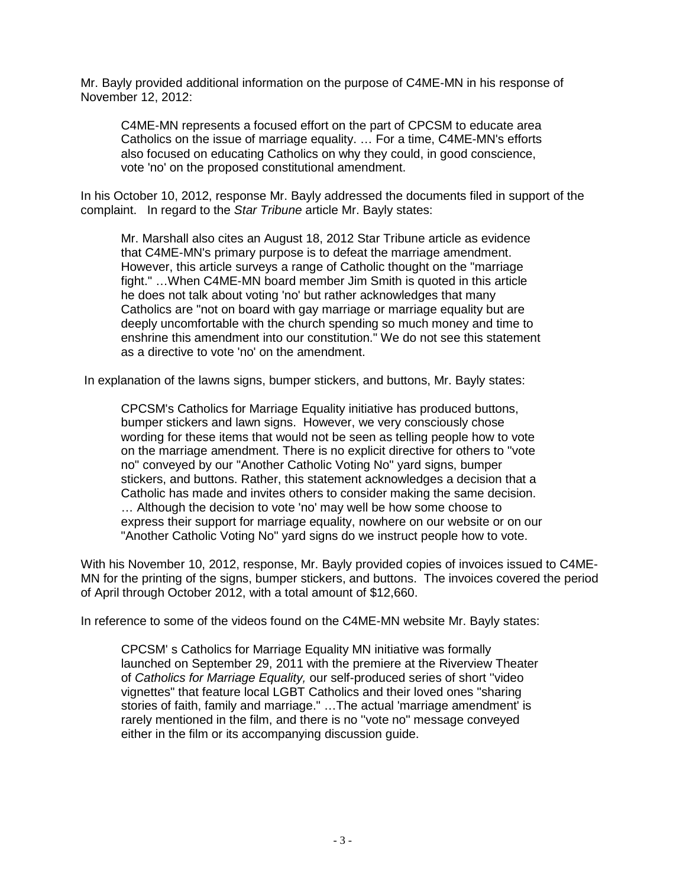Mr. Bayly provided additional information on the purpose of C4ME-MN in his response of November 12, 2012:

> C4ME-MN represents a focused effort on the part of CPCSM to educate area Catholics on the issue of marriage equality. … For a time, C4ME-MN's efforts also focused on educating Catholics on why they could, in good conscience, vote 'no' on the proposed constitutional amendment.

In his October 10, 2012, response Mr. Bayly addressed the documents filed in support of the complaint. In regard to the *Star Tribune* article Mr. Bayly states:

> Mr. Marshall also cites an August 18, 2012 Star Tribune article as evidence that C4ME-MN's primary purpose is to defeat the marriage amendment. However, this article surveys a range of Catholic thought on the "marriage fight." …When C4ME-MN board member Jim Smith is quoted in this article he does not talk about voting 'no' but rather acknowledges that many Catholics are "not on board with gay marriage or marriage equality but are deeply uncomfortable with the church spending so much money and time to enshrine this amendment into our constitution." We do not see this statement as a directive to vote 'no' on the amendment.

In explanation of the lawns signs, bumper stickers, and buttons, Mr. Bayly states:

> CPCSM's Catholics for Marriage Equality initiative has produced buttons, bumper stickers and lawn signs. However, we very consciously chose wording for these items that would not be seen as telling people how to vote on the marriage amendment. There is no explicit directive for others to "vote no" conveyed by our "Another Catholic Voting No" yard signs, bumper stickers, and buttons. Rather, this statement acknowledges a decision that a Catholic has made and invites others to consider making the same decision. … Although the decision to vote 'no' may well be how some choose to express their support for marriage equality, nowhere on our website or on our "Another Catholic Voting No" yard signs do we instruct people how to vote.

With his November 10, 2012, response, Mr. Bayly provided copies of invoices issued to C4ME-MN for the printing of the signs, bumper stickers, and buttons. The invoices covered the period of April through October 2012, with a total amount of $12,660.

In reference to some of the videos found on the C4ME-MN website Mr. Bayly states:

> CPCSM' s Catholics for Marriage Equality MN initiative was formally launched on September 29, 2011 with the premiere at the Riverview Theater of *Catholics for Marriage Equality,* our self-produced series of short "video vignettes" that feature local LGBT Catholics and their loved ones "sharing stories of faith, family and marriage." …The actual 'marriage amendment' is rarely mentioned in the film, and there is no "vote no" message conveyed either in the film or its accompanying discussion guide.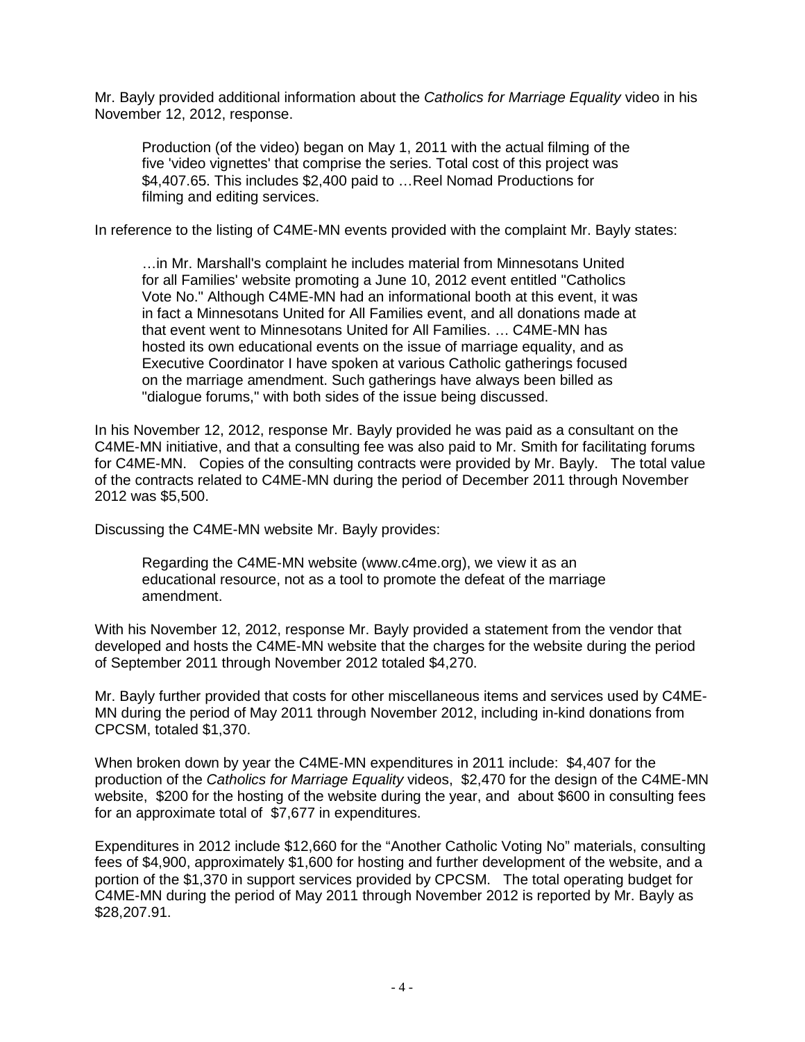Mr. Bayly provided additional information about the *Catholics for Marriage Equality* video in his November 12, 2012, response.

> Production (of the video) began on May 1, 2011 with the actual filming of the five 'video vignettes' that comprise the series. Total cost of this project was $4,407.65. This includes $2,400 paid to …Reel Nomad Productions for filming and editing services.

In reference to the listing of C4ME-MN events provided with the complaint Mr. Bayly states:

> …in Mr. Marshall's complaint he includes material from Minnesotans United for all Families' website promoting a June 10, 2012 event entitled "Catholics Vote No." Although C4ME-MN had an informational booth at this event, it was in fact a Minnesotans United for All Families event, and all donations made at that event went to Minnesotans United for All Families. … C4ME-MN has hosted its own educational events on the issue of marriage equality, and as Executive Coordinator I have spoken at various Catholic gatherings focused on the marriage amendment. Such gatherings have always been billed as "dialogue forums," with both sides of the issue being discussed.

In his November 12, 2012, response Mr. Bayly provided he was paid as a consultant on the C4ME-MN initiative, and that a consulting fee was also paid to Mr. Smith for facilitating forums for C4ME-MN. Copies of the consulting contracts were provided by Mr. Bayly. The total value of the contracts related to C4ME-MN during the period of December 2011 through November 2012 was $5,500.

Discussing the C4ME-MN website Mr. Bayly provides:

> Regarding the C4ME-MN website (www.c4me.org), we view it as an educational resource, not as a tool to promote the defeat of the marriage amendment.

With his November 12, 2012, response Mr. Bayly provided a statement from the vendor that developed and hosts the C4ME-MN website that the charges for the website during the period of September 2011 through November 2012 totaled $4,270.

Mr. Bayly further provided that costs for other miscellaneous items and services used by C4ME-MN during the period of May 2011 through November 2012, including in-kind donations from CPCSM, totaled $1,370.

When broken down by year the C4ME-MN expenditures in 2011 include: $4,407 for the production of the *Catholics for Marriage Equality* videos, $2,470 for the design of the C4ME-MN website, $200 for the hosting of the website during the year, and about $600 in consulting fees for an approximate total of $7,677 in expenditures.

Expenditures in 2012 include $12,660 for the "Another Catholic Voting No" materials, consulting fees of $4,900, approximately $1,600 for hosting and further development of the website, and a portion of the $1,370 in support services provided by CPCSM. The total operating budget for C4ME-MN during the period of May 2011 through November 2012 is reported by Mr. Bayly as $28,207.91.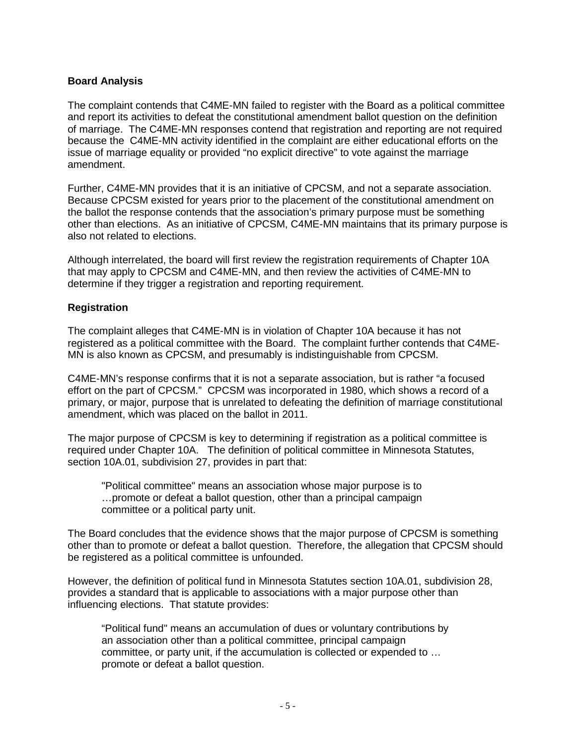## Board Analysis

The complaint contends that C4ME-MN failed to register with the Board as a political committee and report its activities to defeat the constitutional amendment ballot question on the definition of marriage. The C4ME-MN responses contend that registration and reporting are not required because the C4ME-MN activity identified in the complaint are either educational efforts on the issue of marriage equality or provided "no explicit directive" to vote against the marriage amendment.

Further, C4ME-MN provides that it is an initiative of CPCSM, and not a separate association. Because CPCSM existed for years prior to the placement of the constitutional amendment on the ballot the response contends that the association's primary purpose must be something other than elections. As an initiative of CPCSM, C4ME-MN maintains that its primary purpose is also not related to elections.

Although interrelated, the board will first review the registration requirements of Chapter 10A that may apply to CPCSM and C4ME-MN, and then review the activities of C4ME-MN to determine if they trigger a registration and reporting requirement.

## Registration

The complaint alleges that C4ME-MN is in violation of Chapter 10A because it has not registered as a political committee with the Board. The complaint further contends that C4ME-MN is also known as CPCSM, and presumably is indistinguishable from CPCSM.

C4ME-MN's response confirms that it is not a separate association, but is rather "a focused effort on the part of CPCSM." CPCSM was incorporated in 1980, which shows a record of a primary, or major, purpose that is unrelated to defeating the definition of marriage constitutional amendment, which was placed on the ballot in 2011.

The major purpose of CPCSM is key to determining if registration as a political committee is required under Chapter 10A. The definition of political committee in Minnesota Statutes, section 10A.01, subdivision 27, provides in part that:

> "Political committee" means an association whose major purpose is to …promote or defeat a ballot question, other than a principal campaign committee or a political party unit.

The Board concludes that the evidence shows that the major purpose of CPCSM is something other than to promote or defeat a ballot question. Therefore, the allegation that CPCSM should be registered as a political committee is unfounded.

However, the definition of political fund in Minnesota Statutes section 10A.01, subdivision 28, provides a standard that is applicable to associations with a major purpose other than influencing elections. That statute provides:

> "Political fund" means an accumulation of dues or voluntary contributions by an association other than a political committee, principal campaign committee, or party unit, if the accumulation is collected or expended to … promote or defeat a ballot question.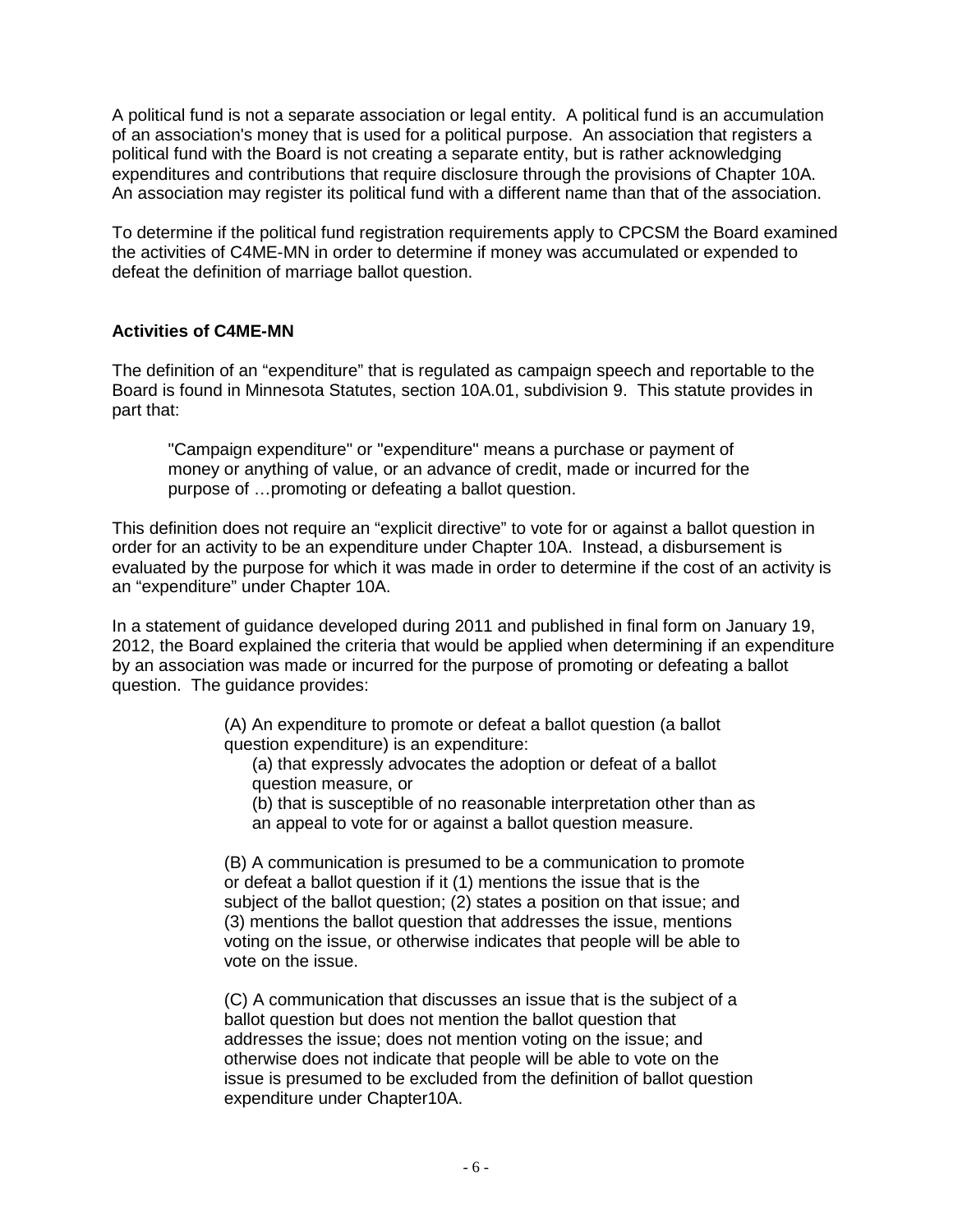A political fund is not a separate association or legal entity. A political fund is an accumulation of an association's money that is used for a political purpose. An association that registers a political fund with the Board is not creating a separate entity, but is rather acknowledging expenditures and contributions that require disclosure through the provisions of Chapter 10A. An association may register its political fund with a different name than that of the association.

To determine if the political fund registration requirements apply to CPCSM the Board examined the activities of C4ME-MN in order to determine if money was accumulated or expended to defeat the definition of marriage ballot question.

**Activities of C4ME-MN**

The definition of an "expenditure" that is regulated as campaign speech and reportable to the Board is found in Minnesota Statutes, section 10A.01, subdivision 9. This statute provides in part that:

> "Campaign expenditure" or "expenditure" means a purchase or payment of money or anything of value, or an advance of credit, made or incurred for the purpose of …promoting or defeating a ballot question.

This definition does not require an "explicit directive" to vote for or against a ballot question in order for an activity to be an expenditure under Chapter 10A. Instead, a disbursement is evaluated by the purpose for which it was made in order to determine if the cost of an activity is an "expenditure" under Chapter 10A.

In a statement of guidance developed during 2011 and published in final form on January 19, 2012, the Board explained the criteria that would be applied when determining if an expenditure by an association was made or incurred for the purpose of promoting or defeating a ballot question. The guidance provides:

> (A) An expenditure to promote or defeat a ballot question (a ballot question expenditure) is an expenditure:
>
> (a) that expressly advocates the adoption or defeat of a ballot question measure, or
>
> (b) that is susceptible of no reasonable interpretation other than as an appeal to vote for or against a ballot question measure.
>
> (B) A communication is presumed to be a communication to promote or defeat a ballot question if it (1) mentions the issue that is the subject of the ballot question; (2) states a position on that issue; and (3) mentions the ballot question that addresses the issue, mentions voting on the issue, or otherwise indicates that people will be able to vote on the issue.
>
> (C) A communication that discusses an issue that is the subject of a ballot question but does not mention the ballot question that addresses the issue; does not mention voting on the issue; and otherwise does not indicate that people will be able to vote on the issue is presumed to be excluded from the definition of ballot question expenditure under Chapter10A.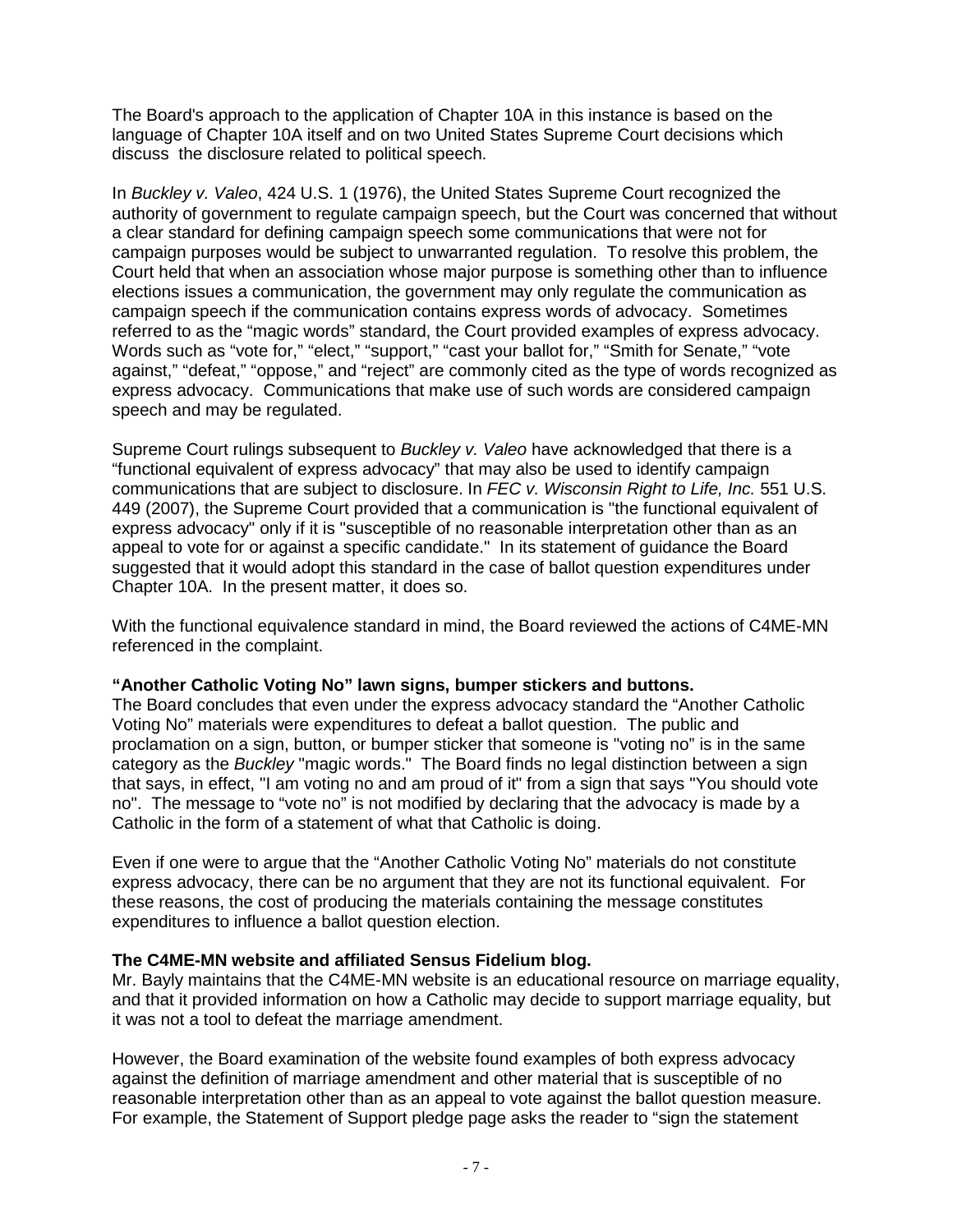The Board's approach to the application of Chapter 10A in this instance is based on the language of Chapter 10A itself and on two United States Supreme Court decisions which discuss the disclosure related to political speech.

In *Buckley v. Valeo*, 424 U.S. 1 (1976), the United States Supreme Court recognized the authority of government to regulate campaign speech, but the Court was concerned that without a clear standard for defining campaign speech some communications that were not for campaign purposes would be subject to unwarranted regulation. To resolve this problem, the Court held that when an association whose major purpose is something other than to influence elections issues a communication, the government may only regulate the communication as campaign speech if the communication contains express words of advocacy. Sometimes referred to as the "magic words" standard, the Court provided examples of express advocacy. Words such as "vote for," "elect," "support," "cast your ballot for," "Smith for Senate," "vote against," "defeat," "oppose," and "reject" are commonly cited as the type of words recognized as express advocacy. Communications that make use of such words are considered campaign speech and may be regulated.

Supreme Court rulings subsequent to *Buckley v. Valeo* have acknowledged that there is a "functional equivalent of express advocacy" that may also be used to identify campaign communications that are subject to disclosure. In *FEC v. Wisconsin Right to Life, Inc.* 551 U.S. 449 (2007), the Supreme Court provided that a communication is "the functional equivalent of express advocacy" only if it is "susceptible of no reasonable interpretation other than as an appeal to vote for or against a specific candidate." In its statement of guidance the Board suggested that it would adopt this standard in the case of ballot question expenditures under Chapter 10A. In the present matter, it does so.

With the functional equivalence standard in mind, the Board reviewed the actions of C4ME-MN referenced in the complaint.

**"Another Catholic Voting No" lawn signs, bumper stickers and buttons.**

The Board concludes that even under the express advocacy standard the "Another Catholic Voting No" materials were expenditures to defeat a ballot question. The public and proclamation on a sign, button, or bumper sticker that someone is "voting no" is in the same category as the *Buckley* "magic words." The Board finds no legal distinction between a sign that says, in effect, "I am voting no and am proud of it" from a sign that says "You should vote no". The message to "vote no" is not modified by declaring that the advocacy is made by a Catholic in the form of a statement of what that Catholic is doing.

Even if one were to argue that the "Another Catholic Voting No" materials do not constitute express advocacy, there can be no argument that they are not its functional equivalent. For these reasons, the cost of producing the materials containing the message constitutes expenditures to influence a ballot question election.

**The C4ME-MN website and affiliated Sensus Fidelium blog.**

Mr. Bayly maintains that the C4ME-MN website is an educational resource on marriage equality, and that it provided information on how a Catholic may decide to support marriage equality, but it was not a tool to defeat the marriage amendment.

However, the Board examination of the website found examples of both express advocacy against the definition of marriage amendment and other material that is susceptible of no reasonable interpretation other than as an appeal to vote against the ballot question measure. For example, the Statement of Support pledge page asks the reader to "sign the statement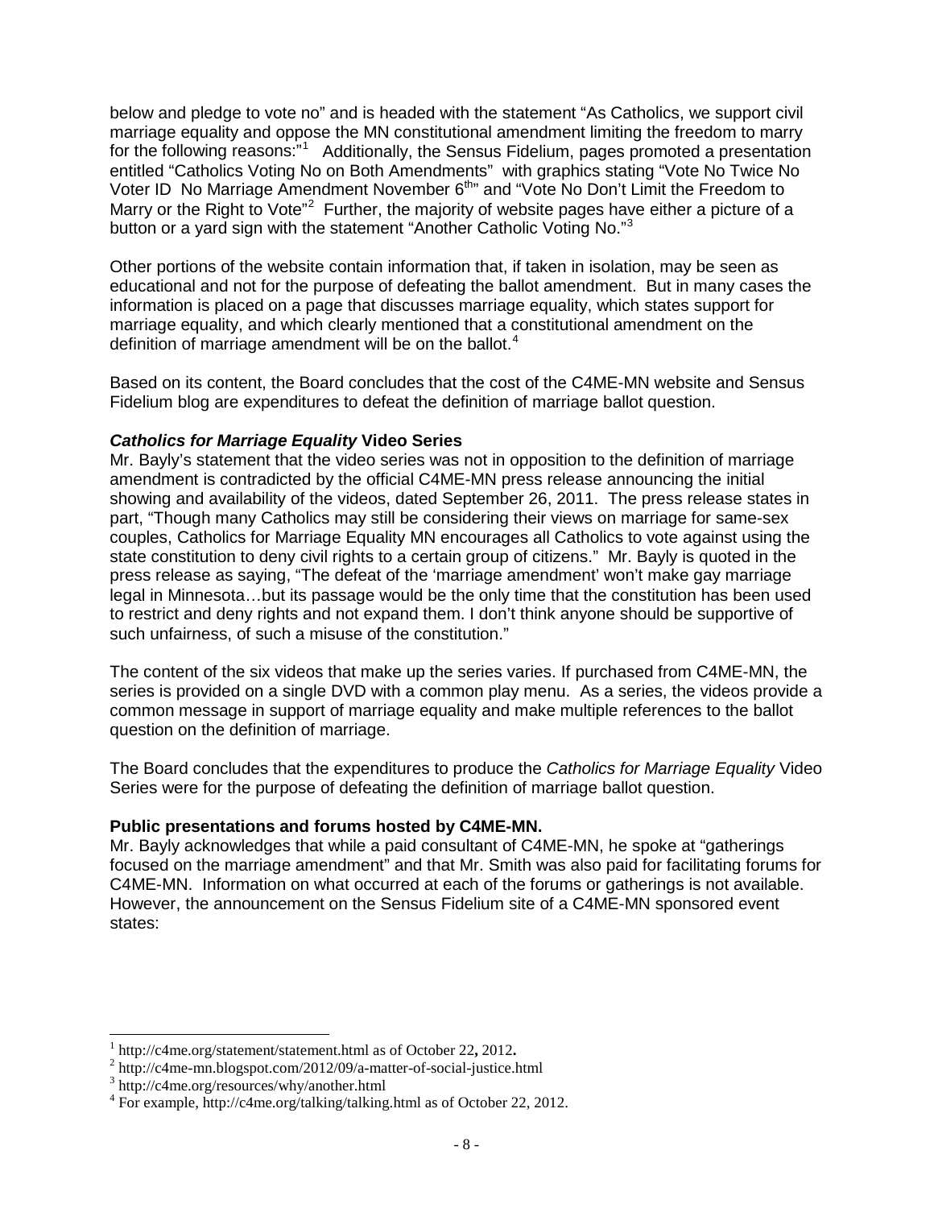below and pledge to vote no" and is headed with the statement "As Catholics, we support civil marriage equality and oppose the MN constitutional amendment limiting the freedom to marry for the following reasons:"[1] Additionally, the Sensus Fidelium, pages promoted a presentation entitled "Catholics Voting No on Both Amendments" with graphics stating "Vote No Twice No Voter ID No Marriage Amendment November 6th" and "Vote No Don't Limit the Freedom to Marry or the Right to Vote"[2] Further, the majority of website pages have either a picture of a button or a yard sign with the statement "Another Catholic Voting No."[3]

Other portions of the website contain information that, if taken in isolation, may be seen as educational and not for the purpose of defeating the ballot amendment. But in many cases the information is placed on a page that discusses marriage equality, which states support for marriage equality, and which clearly mentioned that a constitutional amendment on the definition of marriage amendment will be on the ballot.[4]

Based on its content, the Board concludes that the cost of the C4ME-MN website and Sensus Fidelium blog are expenditures to defeat the definition of marriage ballot question.

### *Catholics for Marriage Equality* Video Series

Mr. Bayly's statement that the video series was not in opposition to the definition of marriage amendment is contradicted by the official C4ME-MN press release announcing the initial showing and availability of the videos, dated September 26, 2011. The press release states in part, "Though many Catholics may still be considering their views on marriage for same-sex couples, Catholics for Marriage Equality MN encourages all Catholics to vote against using the state constitution to deny civil rights to a certain group of citizens." Mr. Bayly is quoted in the press release as saying, "The defeat of the 'marriage amendment' won't make gay marriage legal in Minnesota…but its passage would be the only time that the constitution has been used to restrict and deny rights and not expand them. I don't think anyone should be supportive of such unfairness, of such a misuse of the constitution."

The content of the six videos that make up the series varies. If purchased from C4ME-MN, the series is provided on a single DVD with a common play menu. As a series, the videos provide a common message in support of marriage equality and make multiple references to the ballot question on the definition of marriage.

The Board concludes that the expenditures to produce the *Catholics for Marriage Equality* Video Series were for the purpose of defeating the definition of marriage ballot question.

### Public presentations and forums hosted by C4ME-MN.

Mr. Bayly acknowledges that while a paid consultant of C4ME-MN, he spoke at "gatherings focused on the marriage amendment" and that Mr. Smith was also paid for facilitating forums for C4ME-MN. Information on what occurred at each of the forums or gatherings is not available. However, the announcement on the Sensus Fidelium site of a C4ME-MN sponsored event states:

---

[1] http://c4me.org/statement/statement.html as of October 22**,** 2012**.**

[2] http://c4me-mn.blogspot.com/2012/09/a-matter-of-social-justice.html

[3] http://c4me.org/resources/why/another.html

[4] For example, http://c4me.org/talking/talking.html as of October 22, 2012.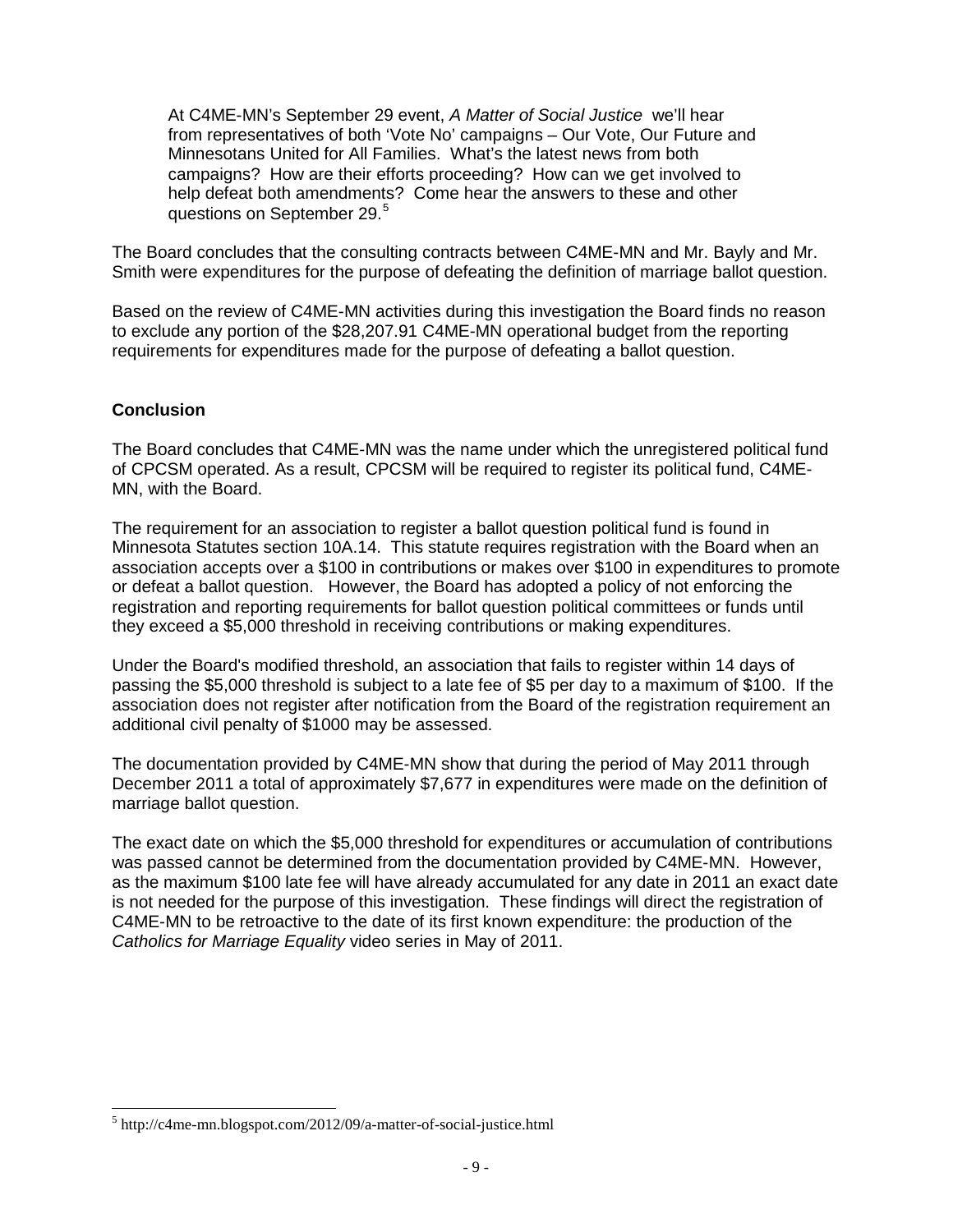> At C4ME-MN's September 29 event, *A Matter of Social Justice* we'll hear from representatives of both 'Vote No' campaigns – Our Vote, Our Future and Minnesotans United for All Families. What's the latest news from both campaigns? How are their efforts proceeding? How can we get involved to help defeat both amendments? Come hear the answers to these and other questions on September 29.[5]

The Board concludes that the consulting contracts between C4ME-MN and Mr. Bayly and Mr. Smith were expenditures for the purpose of defeating the definition of marriage ballot question.

Based on the review of C4ME-MN activities during this investigation the Board finds no reason to exclude any portion of the $28,207.91 C4ME-MN operational budget from the reporting requirements for expenditures made for the purpose of defeating a ballot question.

**Conclusion**

The Board concludes that C4ME-MN was the name under which the unregistered political fund of CPCSM operated. As a result, CPCSM will be required to register its political fund, C4ME-MN, with the Board.

The requirement for an association to register a ballot question political fund is found in Minnesota Statutes section 10A.14. This statute requires registration with the Board when an association accepts over a $100 in contributions or makes over $100 in expenditures to promote or defeat a ballot question. However, the Board has adopted a policy of not enforcing the registration and reporting requirements for ballot question political committees or funds until they exceed a $5,000 threshold in receiving contributions or making expenditures.

Under the Board's modified threshold, an association that fails to register within 14 days of passing the $5,000 threshold is subject to a late fee of $5 per day to a maximum of $100. If the association does not register after notification from the Board of the registration requirement an additional civil penalty of $1000 may be assessed.

The documentation provided by C4ME-MN show that during the period of May 2011 through December 2011 a total of approximately $7,677 in expenditures were made on the definition of marriage ballot question.

The exact date on which the $5,000 threshold for expenditures or accumulation of contributions was passed cannot be determined from the documentation provided by C4ME-MN. However, as the maximum $100 late fee will have already accumulated for any date in 2011 an exact date is not needed for the purpose of this investigation. These findings will direct the registration of C4ME-MN to be retroactive to the date of its first known expenditure: the production of the *Catholics for Marriage Equality* video series in May of 2011.

[5] http://c4me-mn.blogspot.com/2012/09/a-matter-of-social-justice.html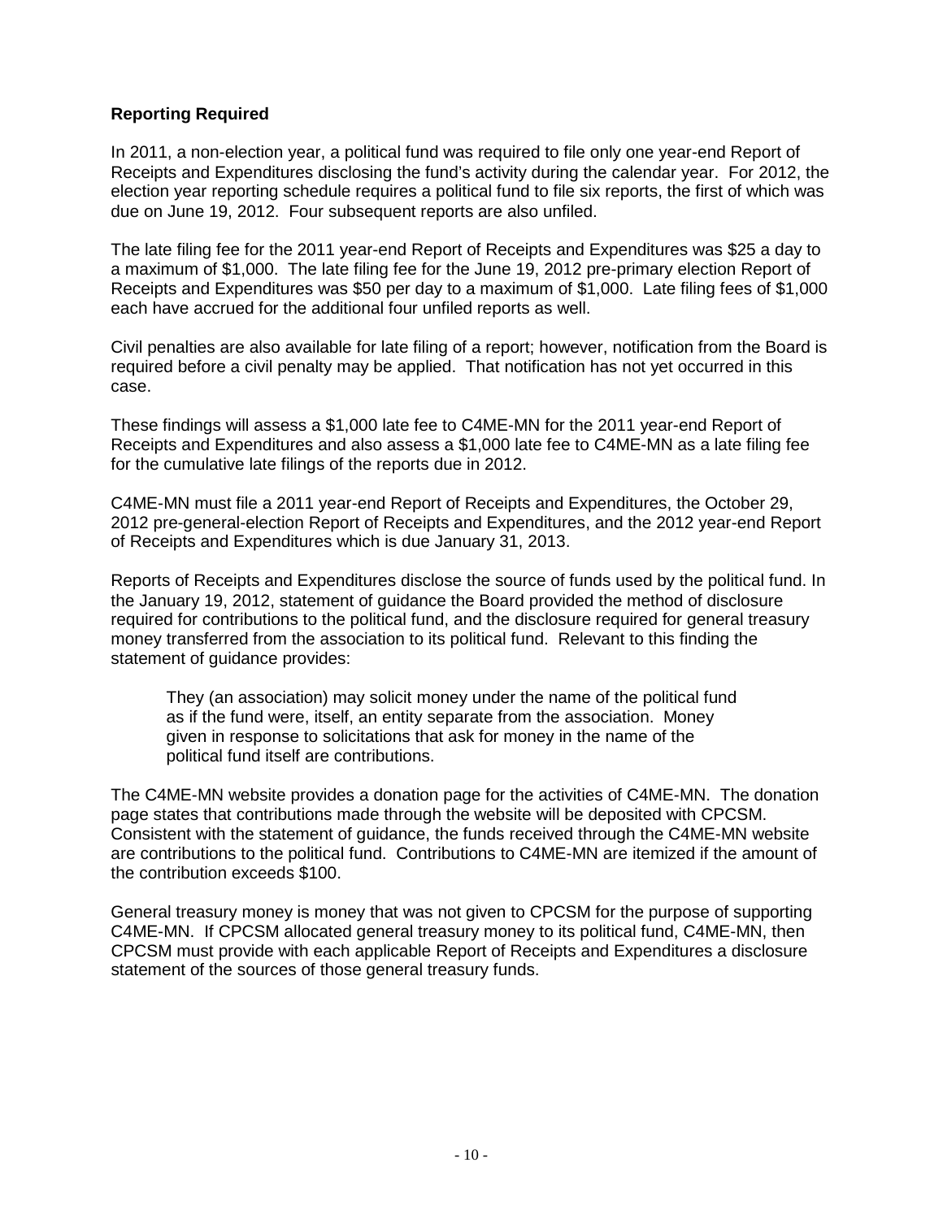**Reporting Required**

In 2011, a non-election year, a political fund was required to file only one year-end Report of Receipts and Expenditures disclosing the fund's activity during the calendar year. For 2012, the election year reporting schedule requires a political fund to file six reports, the first of which was due on June 19, 2012. Four subsequent reports are also unfiled.

The late filing fee for the 2011 year-end Report of Receipts and Expenditures was $25 a day to a maximum of $1,000. The late filing fee for the June 19, 2012 pre-primary election Report of Receipts and Expenditures was $50 per day to a maximum of $1,000. Late filing fees of $1,000 each have accrued for the additional four unfiled reports as well.

Civil penalties are also available for late filing of a report; however, notification from the Board is required before a civil penalty may be applied. That notification has not yet occurred in this case.

These findings will assess a $1,000 late fee to C4ME-MN for the 2011 year-end Report of Receipts and Expenditures and also assess a $1,000 late fee to C4ME-MN as a late filing fee for the cumulative late filings of the reports due in 2012.

C4ME-MN must file a 2011 year-end Report of Receipts and Expenditures, the October 29, 2012 pre-general-election Report of Receipts and Expenditures, and the 2012 year-end Report of Receipts and Expenditures which is due January 31, 2013.

Reports of Receipts and Expenditures disclose the source of funds used by the political fund. In the January 19, 2012, statement of guidance the Board provided the method of disclosure required for contributions to the political fund, and the disclosure required for general treasury money transferred from the association to its political fund. Relevant to this finding the statement of guidance provides:

> They (an association) may solicit money under the name of the political fund as if the fund were, itself, an entity separate from the association. Money given in response to solicitations that ask for money in the name of the political fund itself are contributions.

The C4ME-MN website provides a donation page for the activities of C4ME-MN. The donation page states that contributions made through the website will be deposited with CPCSM. Consistent with the statement of guidance, the funds received through the C4ME-MN website are contributions to the political fund. Contributions to C4ME-MN are itemized if the amount of the contribution exceeds $100.

General treasury money is money that was not given to CPCSM for the purpose of supporting C4ME-MN. If CPCSM allocated general treasury money to its political fund, C4ME-MN, then CPCSM must provide with each applicable Report of Receipts and Expenditures a disclosure statement of the sources of those general treasury funds.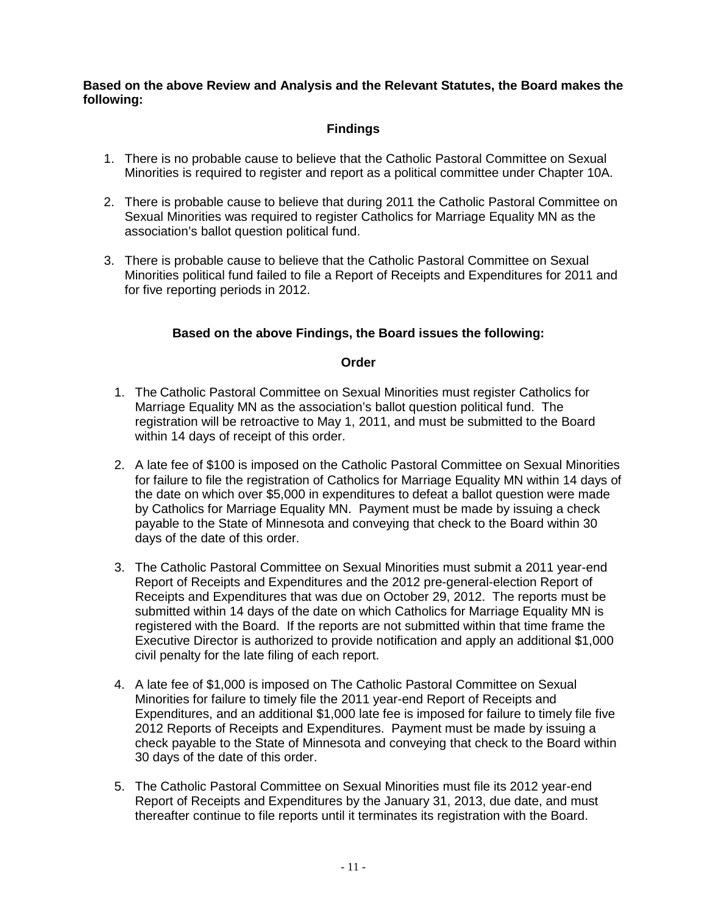**Based on the above Review and Analysis and the Relevant Statutes, the Board makes the following:**

## Findings

1. There is no probable cause to believe that the Catholic Pastoral Committee on Sexual Minorities is required to register and report as a political committee under Chapter 10A.

2. There is probable cause to believe that during 2011 the Catholic Pastoral Committee on Sexual Minorities was required to register Catholics for Marriage Equality MN as the association's ballot question political fund.

3. There is probable cause to believe that the Catholic Pastoral Committee on Sexual Minorities political fund failed to file a Report of Receipts and Expenditures for 2011 and for five reporting periods in 2012.

**Based on the above Findings, the Board issues the following:**

## Order

1. The Catholic Pastoral Committee on Sexual Minorities must register Catholics for Marriage Equality MN as the association's ballot question political fund. The registration will be retroactive to May 1, 2011, and must be submitted to the Board within 14 days of receipt of this order.

2. A late fee of $100 is imposed on the Catholic Pastoral Committee on Sexual Minorities for failure to file the registration of Catholics for Marriage Equality MN within 14 days of the date on which over $5,000 in expenditures to defeat a ballot question were made by Catholics for Marriage Equality MN. Payment must be made by issuing a check payable to the State of Minnesota and conveying that check to the Board within 30 days of the date of this order.

3. The Catholic Pastoral Committee on Sexual Minorities must submit a 2011 year-end Report of Receipts and Expenditures and the 2012 pre-general-election Report of Receipts and Expenditures that was due on October 29, 2012. The reports must be submitted within 14 days of the date on which Catholics for Marriage Equality MN is registered with the Board. If the reports are not submitted within that time frame the Executive Director is authorized to provide notification and apply an additional $1,000 civil penalty for the late filing of each report.

4. A late fee of $1,000 is imposed on The Catholic Pastoral Committee on Sexual Minorities for failure to timely file the 2011 year-end Report of Receipts and Expenditures, and an additional $1,000 late fee is imposed for failure to timely file five 2012 Reports of Receipts and Expenditures. Payment must be made by issuing a check payable to the State of Minnesota and conveying that check to the Board within 30 days of the date of this order.

5. The Catholic Pastoral Committee on Sexual Minorities must file its 2012 year-end Report of Receipts and Expenditures by the January 31, 2013, due date, and must thereafter continue to file reports until it terminates its registration with the Board.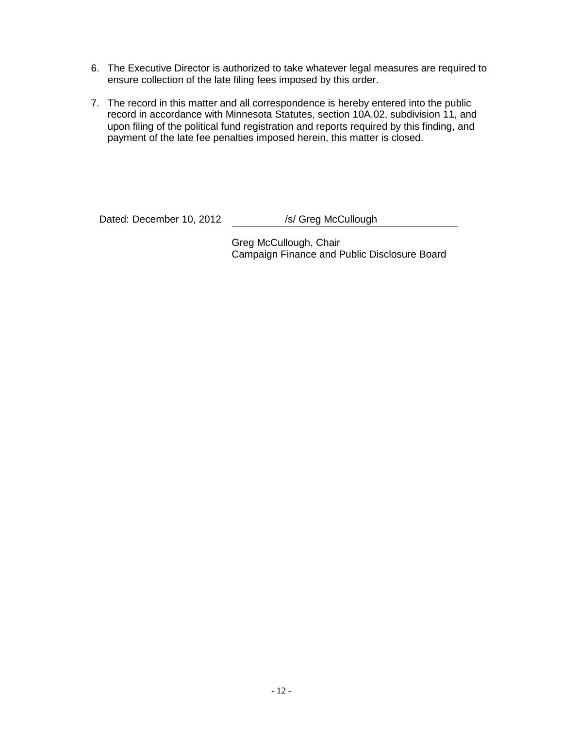6. The Executive Director is authorized to take whatever legal measures are required to ensure collection of the late filing fees imposed by this order.

7. The record in this matter and all correspondence is hereby entered into the public record in accordance with Minnesota Statutes, section 10A.02, subdivision 11, and upon filing of the political fund registration and reports required by this finding, and payment of the late fee penalties imposed herein, this matter is closed.

Dated: December 10, 2012

/s/ Greg McCullough

Greg McCullough, Chair
Campaign Finance and Public Disclosure Board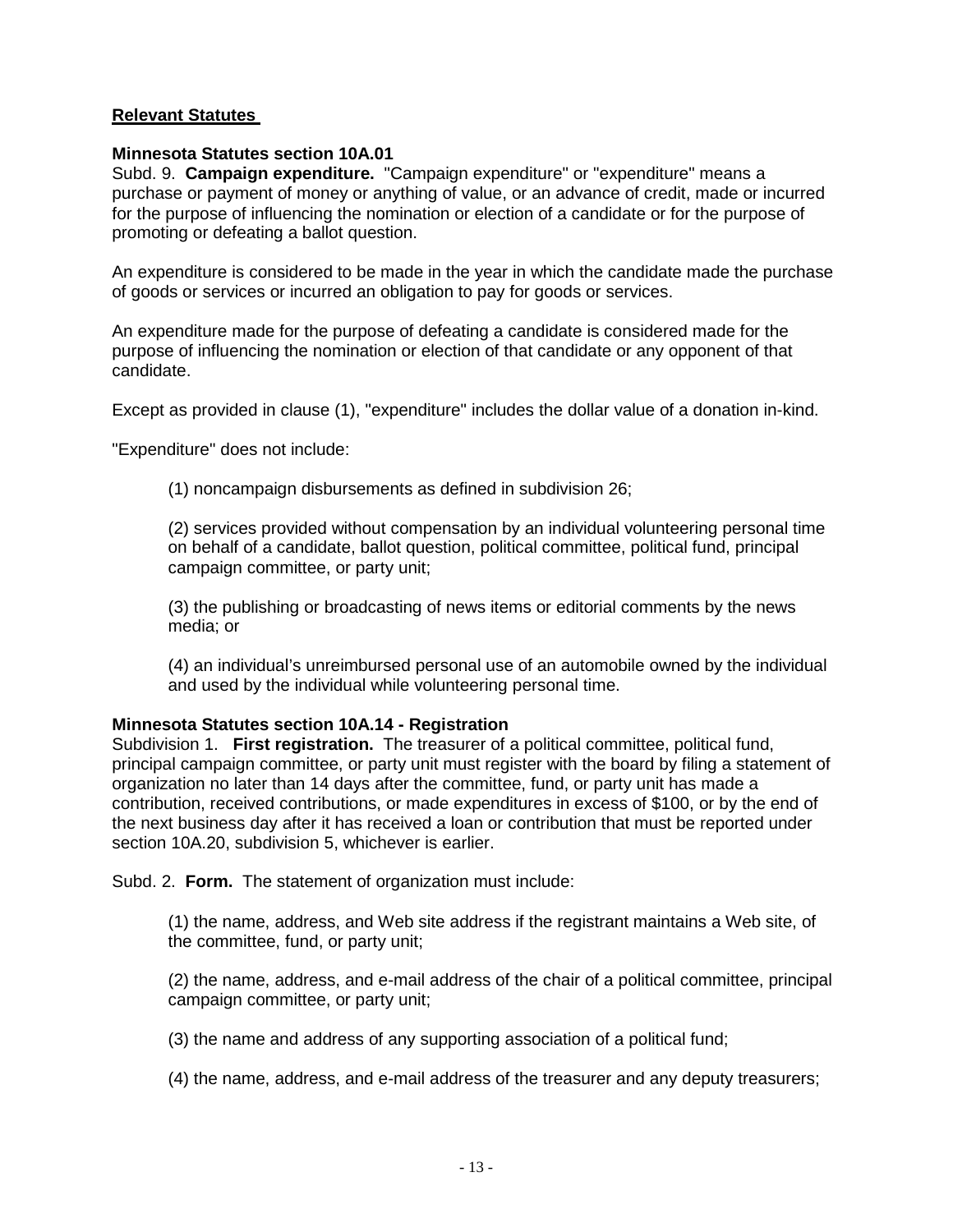## Relevant Statutes

### Minnesota Statutes section 10A.01

Subd. 9. **Campaign expenditure.** "Campaign expenditure" or "expenditure" means a purchase or payment of money or anything of value, or an advance of credit, made or incurred for the purpose of influencing the nomination or election of a candidate or for the purpose of promoting or defeating a ballot question.

An expenditure is considered to be made in the year in which the candidate made the purchase of goods or services or incurred an obligation to pay for goods or services.

An expenditure made for the purpose of defeating a candidate is considered made for the purpose of influencing the nomination or election of that candidate or any opponent of that candidate.

Except as provided in clause (1), "expenditure" includes the dollar value of a donation in-kind.

"Expenditure" does not include:

(1) noncampaign disbursements as defined in subdivision 26;

(2) services provided without compensation by an individual volunteering personal time on behalf of a candidate, ballot question, political committee, political fund, principal campaign committee, or party unit;

(3) the publishing or broadcasting of news items or editorial comments by the news media; or

(4) an individual's unreimbursed personal use of an automobile owned by the individual and used by the individual while volunteering personal time.

### Minnesota Statutes section 10A.14 - Registration

Subdivision 1. **First registration.** The treasurer of a political committee, political fund, principal campaign committee, or party unit must register with the board by filing a statement of organization no later than 14 days after the committee, fund, or party unit has made a contribution, received contributions, or made expenditures in excess of $100, or by the end of the next business day after it has received a loan or contribution that must be reported under section 10A.20, subdivision 5, whichever is earlier.

Subd. 2. **Form.** The statement of organization must include:

(1) the name, address, and Web site address if the registrant maintains a Web site, of the committee, fund, or party unit;

(2) the name, address, and e-mail address of the chair of a political committee, principal campaign committee, or party unit;

(3) the name and address of any supporting association of a political fund;

(4) the name, address, and e-mail address of the treasurer and any deputy treasurers;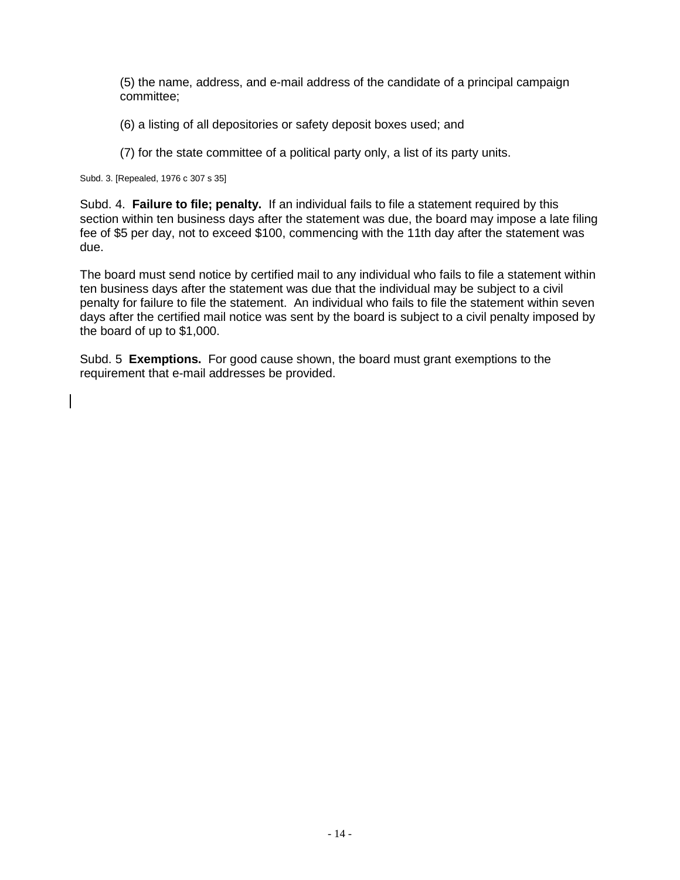(5) the name, address, and e-mail address of the candidate of a principal campaign committee;

(6) a listing of all depositories or safety deposit boxes used; and

(7) for the state committee of a political party only, a list of its party units.

Subd. 3. [Repealed, 1976 c 307 s 35]

Subd. 4. **Failure to file; penalty.** If an individual fails to file a statement required by this section within ten business days after the statement was due, the board may impose a late filing fee of $5 per day, not to exceed $100, commencing with the 11th day after the statement was due.

The board must send notice by certified mail to any individual who fails to file a statement within ten business days after the statement was due that the individual may be subject to a civil penalty for failure to file the statement. An individual who fails to file the statement within seven days after the certified mail notice was sent by the board is subject to a civil penalty imposed by the board of up to $1,000.

Subd. 5 **Exemptions.** For good cause shown, the board must grant exemptions to the requirement that e-mail addresses be provided.